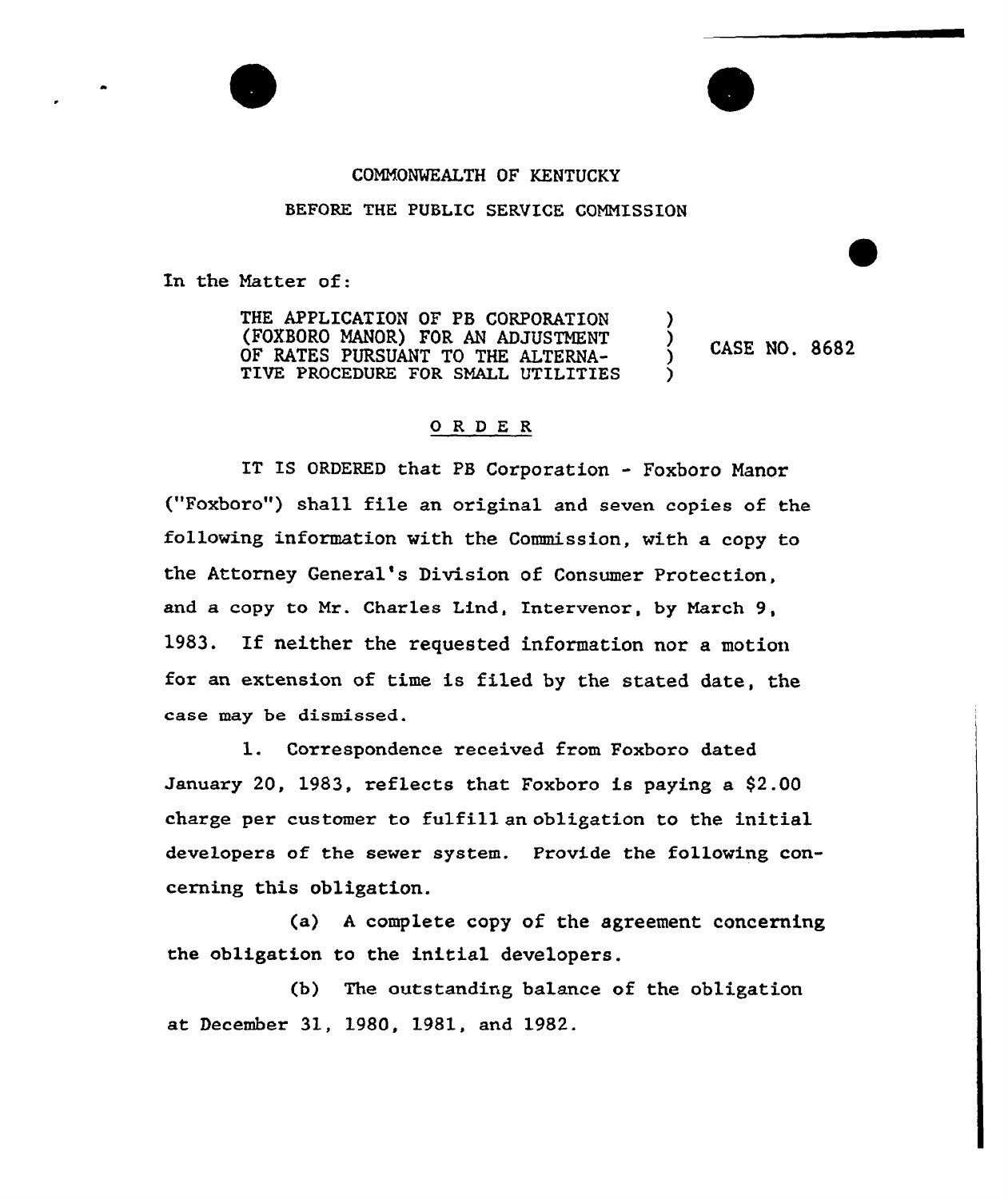COMMONWEALTH OF KENTUCKY

BEFORE THE PUBLIC SERVICE COMMISSION

In the Matter of:

| | | |
|---|---|---|
| THE APPLICATION OF PB CORPORATION (FOXBORO MANOR) FOR AN ADJUSTMENT OF RATES PURSUANT TO THE ALTERNATIVE PROCEDURE FOR SMALL UTILITIES | ) | CASE NO. 8682 |

## O R D E R

IT IS ORDERED that PB Corporation - Foxboro Manor ("Foxboro") shall file an original and seven copies of the following information with the Commission, with a copy to the Attorney General's Division of Consumer Protection, and a copy to Mr. Charles Lind, Intervenor, by March 9, 1983. If neither the requested information nor a motion for an extension of time is filed by the stated date, the case may be dismissed.

1. Correspondence received from Foxboro dated January 20, 1983, reflects that Foxboro is paying a $2.00 charge per customer to fulfill an obligation to the initial developers of the sewer system. Provide the following concerning this obligation.

(a) A complete copy of the agreement concerning the obligation to the initial developers.

(b) The outstanding balance of the obligation at December 31, 1980, 1981, and 1982.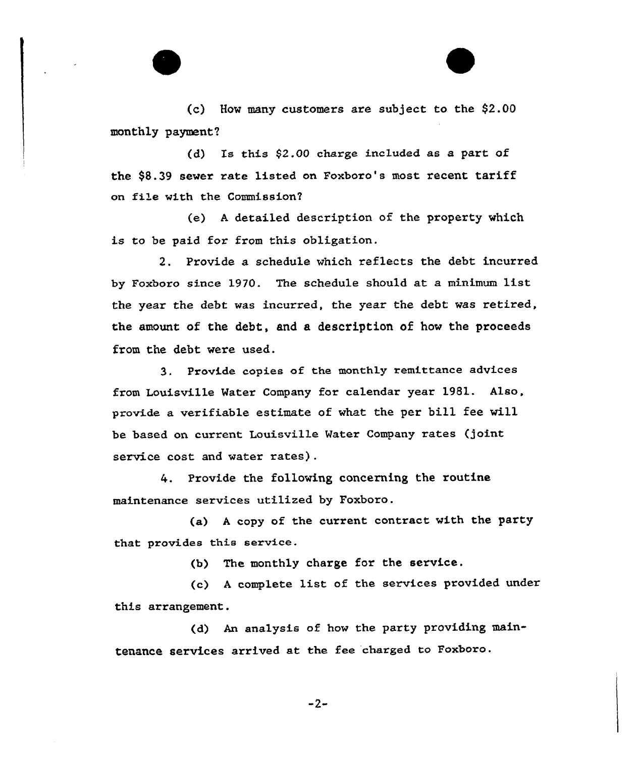(c) How many customers are subject to the $2.00 monthly payment?

(d) Is this $2.00 charge included as a part of the $8.39 sewer rate listed on Foxboro's most recent tariff on file with the Commission?

(e) A detailed description of the property which is to be paid for from this obligation.

2. Provide a schedule which reflects the debt incurred by Foxboro since 1970. The schedule should at a minimum list the year the debt was incurred, the year the debt was retired, the amount of the debt, and a description of how the proceeds from the debt were used.

3. Provide copies of the monthly remittance advices from Louisville Water Company for calendar year 1981. Also, provide a verifiable estimate of what the per bill fee will be based on current Louisville Water Company rates (joint service cost and water rates).

4. Provide the following concerning the routine maintenance services utilized by Foxboro.

(a) A copy of the current contract with the party that provides this service.

(b) The monthly charge for the service.

(c) A complete list of the services provided under this arrangement.

(d) An analysis of how the party providing maintenance services arrived at the fee charged to Foxboro.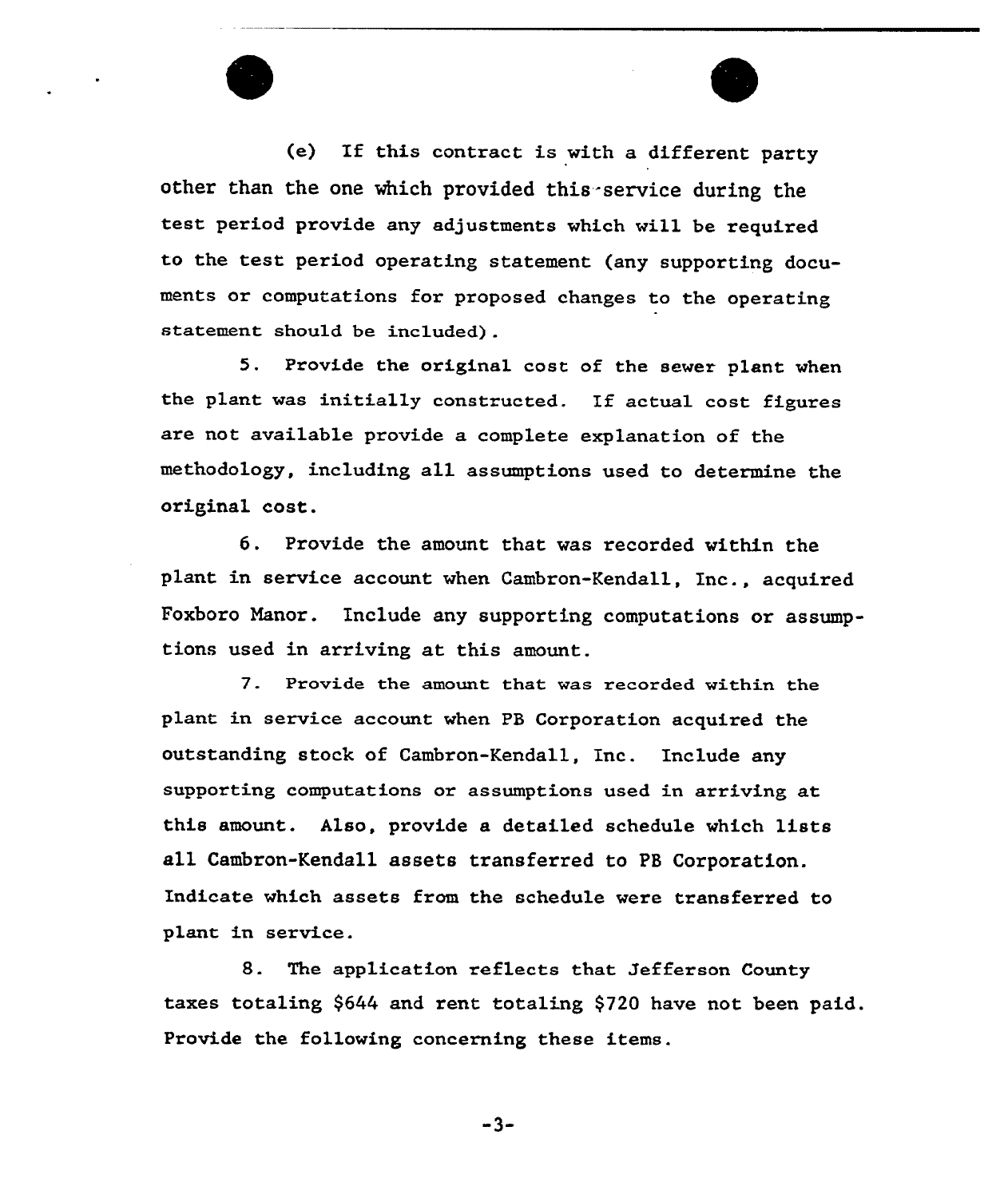(e) If this contract is with a different party other than the one which provided this service during the test period provide any adjustments which will be required to the test period operating statement (any supporting documents or computations for proposed changes to the operating statement should be included).

5. Provide the original cost of the sewer plant when the plant was initially constructed. If actual cost figures are not available provide a complete explanation of the methodology, including all assumptions used to determine the original cost.

6. Provide the amount that was recorded within the plant in service account when Cambron-Kendall, Inc., acquired Foxboro Manor. Include any supporting computations or assumptions used in arriving at this amount.

7. Provide the amount that was recorded within the plant in service account when PB Corporation acquired the outstanding stock of Cambron-Kendall, Inc. Include any supporting computations or assumptions used in arriving at this amount. Also, provide a detailed schedule which lists all Cambron-Kendall assets transferred to PB Corporation. Indicate which assets from the schedule were transferred to plant in service.

8. The application reflects that Jefferson County taxes totaling $644 and rent totaling $720 have not been paid. Provide the following concerning these items.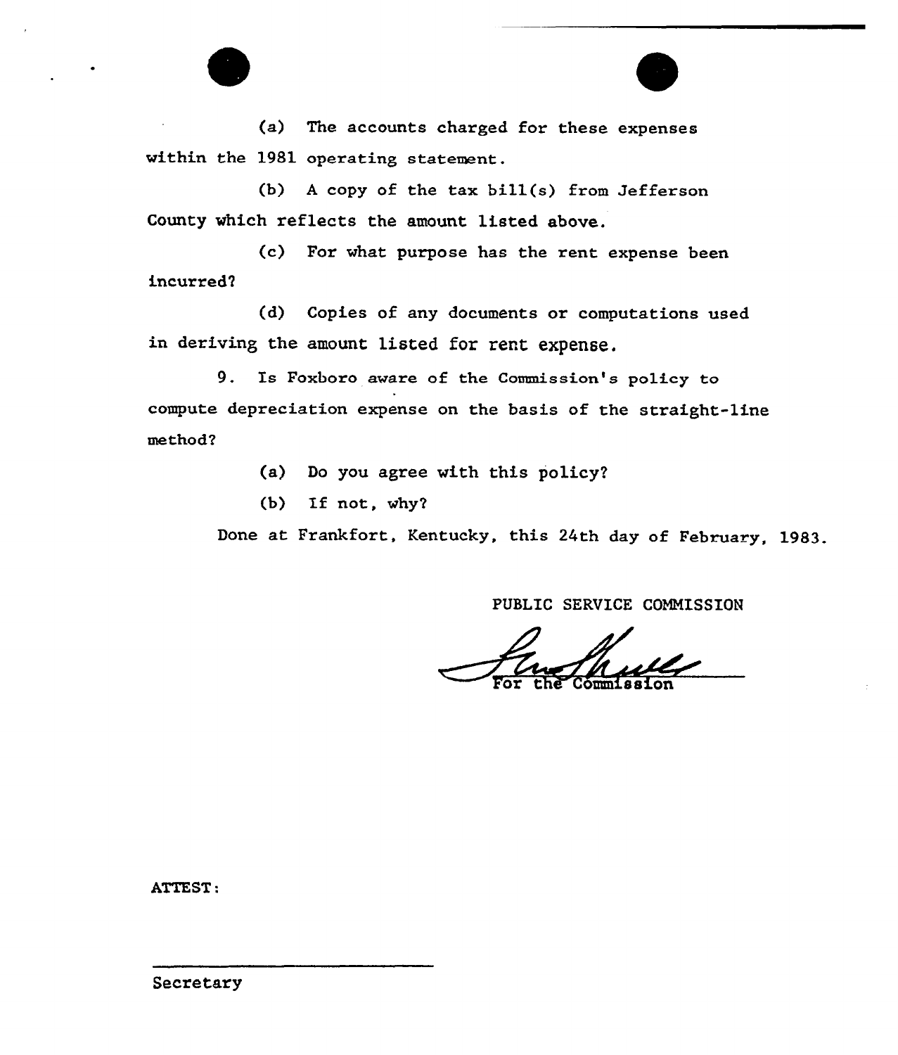(a) The accounts charged for these expenses within the 1981 operating statement.

(b) A copy of the tax bill(s) from Jefferson County which reflects the amount listed above.

(c) For what purpose has the rent expense been incurred?

(d) Copies of any documents or computations used in deriving the amount listed for rent expense.

9. Is Foxboro aware of the Commission's policy to compute depreciation expense on the basis of the straight-line method?

(a) Do you agree with this policy?

(b) If not, why?

Done at Frankfort, Kentucky, this 24th day of February, 1983.

PUBLIC SERVICE COMMISSION

For the Commission

ATTEST:

Secretary